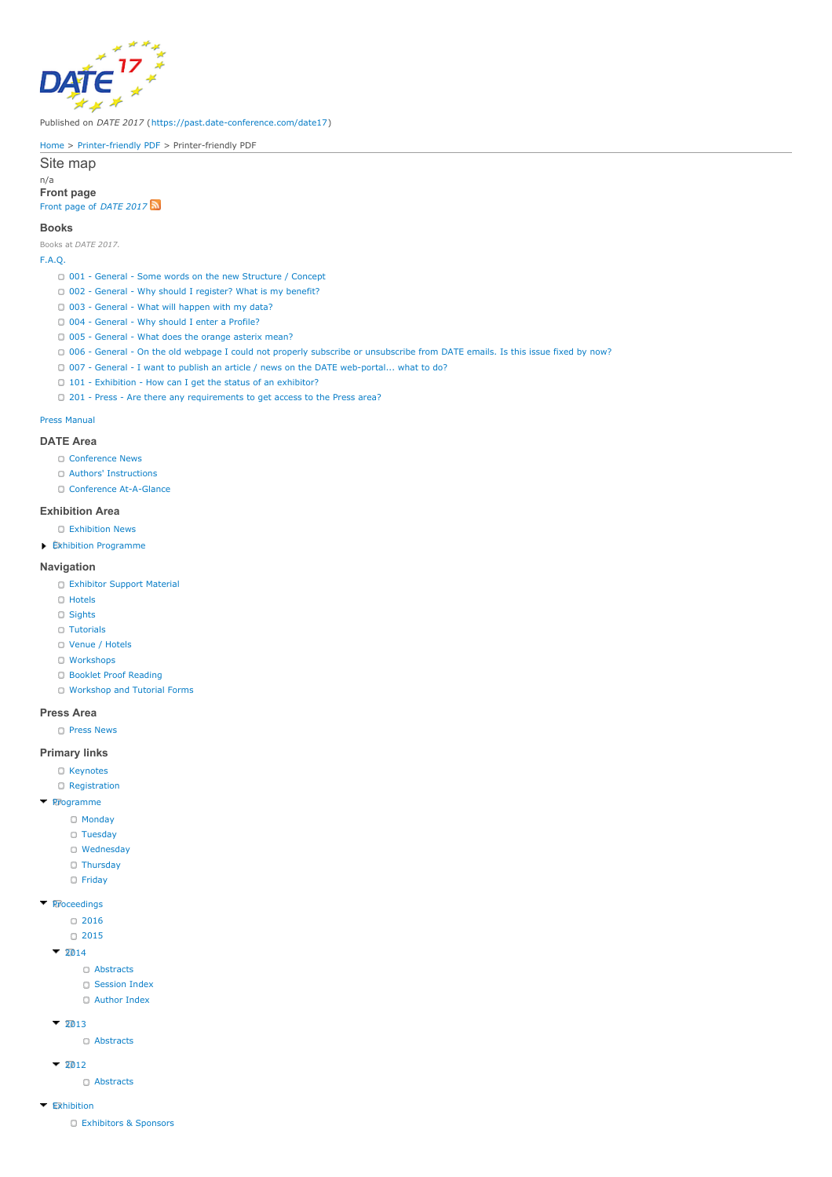Published on *DATE 2017* (https://past.date-conference.com/date17)

Home > Printer-friendly PDF > Printer-friendly PDF

# Site map

n/a

### Front page

Front page of *DATE 2017*

### Books

Books at *DATE 2017*.

F.A.Q.

- 001 - General - Some words on the new Structure / Concept
- 002 - General - Why should I register? What is my benefit?
- 003 - General - What will happen with my data?
- 004 - General - Why should I enter a Profile?
- 005 - General - What does the orange asterix mean?
- 006 - General - On the old webpage I could not properly subscribe or unsubscribe from DATE emails. Is this issue fixed by now?
- 007 - General - I want to publish an article / news on the DATE web-portal... what to do?
- 101 - Exhibition - How can I get the status of an exhibitor?
- 201 - Press - Are there any requirements to get access to the Press area?

Press Manual

### DATE Area

- Conference News
- Authors' Instructions
- Conference At-A-Glance

### Exhibition Area

- Exhibition News
- Exhibition Programme

### Navigation

- Exhibitor Support Material
- Hotels
- Sights
- Tutorials
- Venue / Hotels
- Workshops
- Booklet Proof Reading
- Workshop and Tutorial Forms

### Press Area

- Press News

### Primary links

- Keynotes
- Registration
- Programme
  - Monday
  - Tuesday
  - Wednesday
  - Thursday
  - Friday
- Proceedings
  - 2016
  - 2015
  - 2014
    - Abstracts
    - Session Index
    - Author Index
  - 2013
    - Abstracts
  - 2012
    - Abstracts
- Exhibition
  - Exhibitors & Sponsors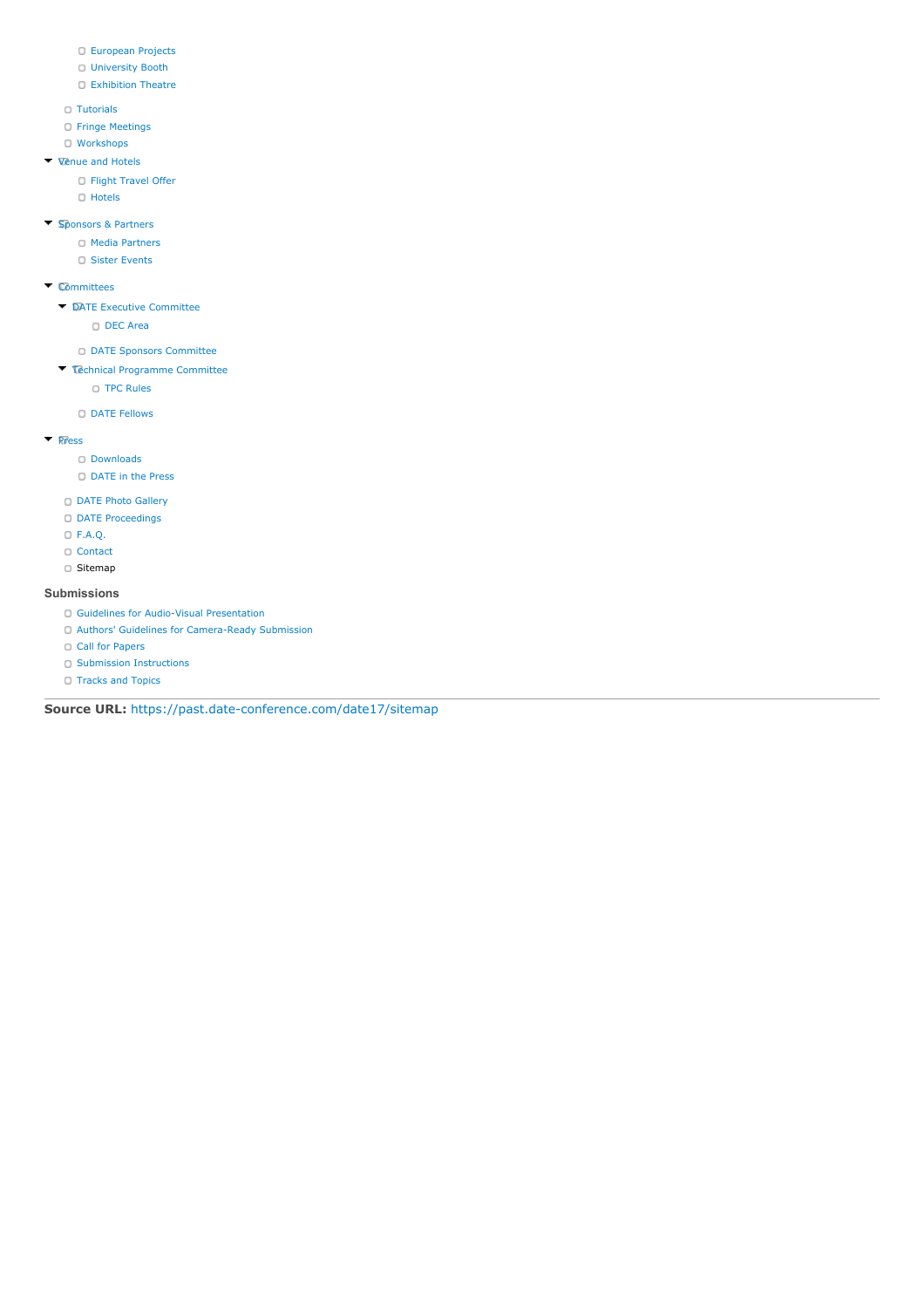- European Projects
- University Booth
- Exhibition Theatre

- Tutorials
- Fringe Meetings
- Workshops
- Venue and Hotels
  - Flight Travel Offer
  - Hotels
- Sponsors & Partners
  - Media Partners
  - Sister Events
- Committees
  - DATE Executive Committee
    - DEC Area
  - DATE Sponsors Committee
  - Technical Programme Committee
    - TPC Rules
  - DATE Fellows
- Press
  - Downloads
  - DATE in the Press
- DATE Photo Gallery
- DATE Proceedings
- F.A.Q.
- Contact
- Sitemap

## Submissions

- Guidelines for Audio-Visual Presentation
- Authors' Guidelines for Camera-Ready Submission
- Call for Papers
- Submission Instructions
- Tracks and Topics

---

**Source URL:** https://past.date-conference.com/date17/sitemap